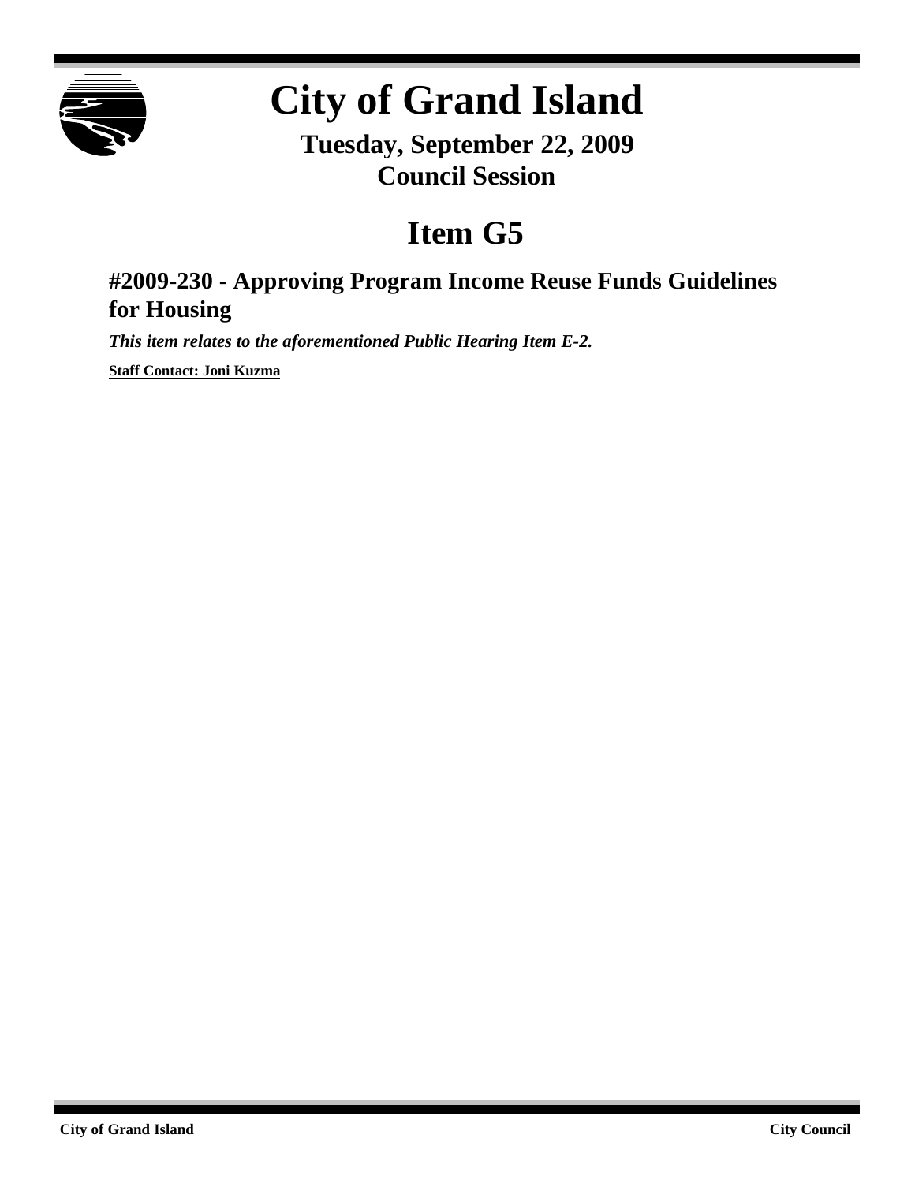# City of Grand Island

**Tuesday, September 22, 2009**
**Council Session**

## Item G5

### #2009-230 - Approving Program Income Reuse Funds Guidelines for Housing

***This item relates to the aforementioned Public Hearing Item E-2.***

**Staff Contact: Joni Kuzma**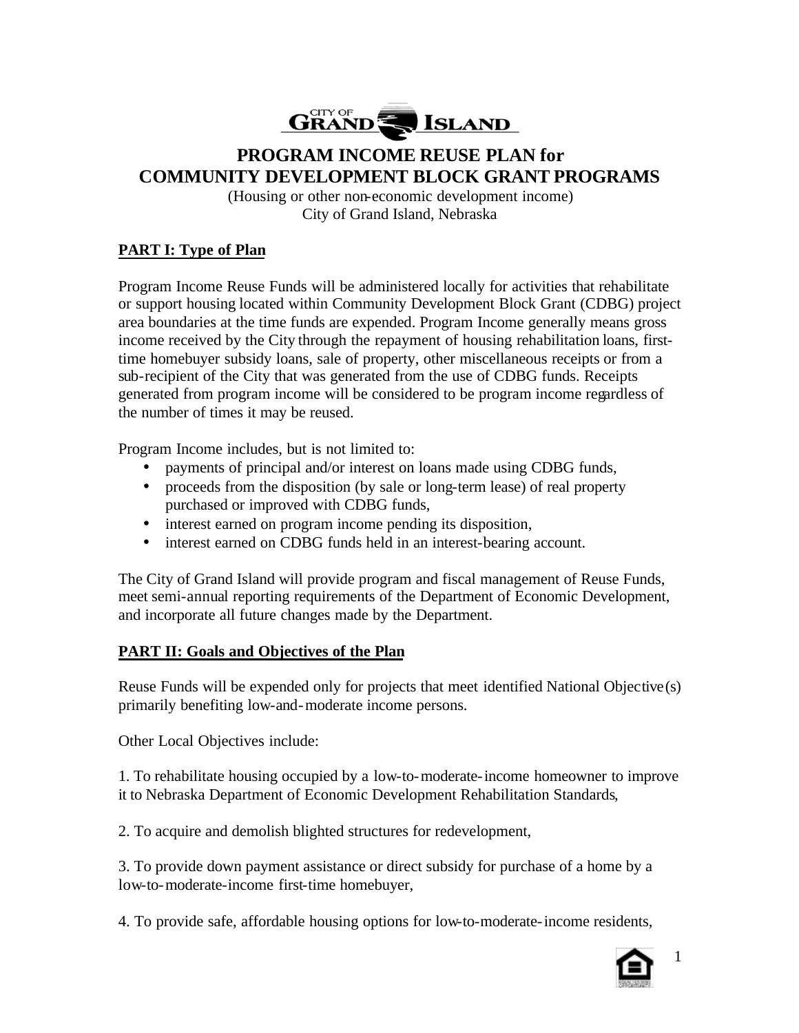# PROGRAM INCOME REUSE PLAN for COMMUNITY DEVELOPMENT BLOCK GRANT PROGRAMS

(Housing or other non-economic development income)
City of Grand Island, Nebraska

## PART I: Type of Plan

Program Income Reuse Funds will be administered locally for activities that rehabilitate or support housing located within Community Development Block Grant (CDBG) project area boundaries at the time funds are expended. Program Income generally means gross income received by the City through the repayment of housing rehabilitation loans, first-time homebuyer subsidy loans, sale of property, other miscellaneous receipts or from a sub-recipient of the City that was generated from the use of CDBG funds. Receipts generated from program income will be considered to be program income regardless of the number of times it may be reused.

Program Income includes, but is not limited to:

- payments of principal and/or interest on loans made using CDBG funds,
- proceeds from the disposition (by sale or long-term lease) of real property purchased or improved with CDBG funds,
- interest earned on program income pending its disposition,
- interest earned on CDBG funds held in an interest-bearing account.

The City of Grand Island will provide program and fiscal management of Reuse Funds, meet semi-annual reporting requirements of the Department of Economic Development, and incorporate all future changes made by the Department.

## PART II: Goals and Objectives of the Plan

Reuse Funds will be expended only for projects that meet identified National Objective(s) primarily benefiting low-and-moderate income persons.

Other Local Objectives include:

1. To rehabilitate housing occupied by a low-to-moderate-income homeowner to improve it to Nebraska Department of Economic Development Rehabilitation Standards,

2. To acquire and demolish blighted structures for redevelopment,

3. To provide down payment assistance or direct subsidy for purchase of a home by a low-to-moderate-income first-time homebuyer,

4. To provide safe, affordable housing options for low-to-moderate-income residents,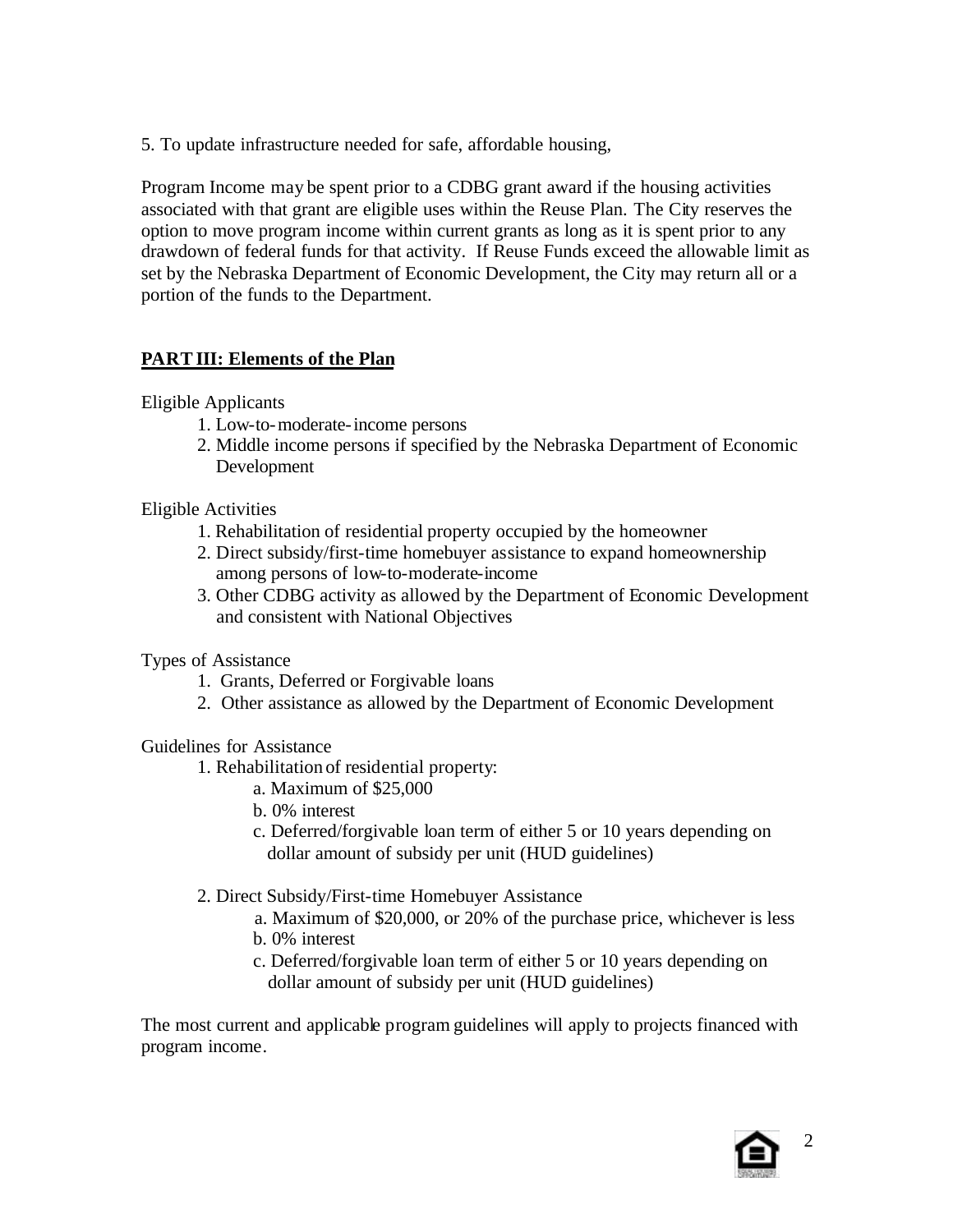5. To update infrastructure needed for safe, affordable housing,

Program Income may be spent prior to a CDBG grant award if the housing activities associated with that grant are eligible uses within the Reuse Plan. The City reserves the option to move program income within current grants as long as it is spent prior to any drawdown of federal funds for that activity. If Reuse Funds exceed the allowable limit as set by the Nebraska Department of Economic Development, the City may return all or a portion of the funds to the Department.

## **PART III: Elements of the Plan**

Eligible Applicants

1. Low-to-moderate-income persons
2. Middle income persons if specified by the Nebraska Department of Economic Development

Eligible Activities

1. Rehabilitation of residential property occupied by the homeowner
2. Direct subsidy/first-time homebuyer assistance to expand homeownership among persons of low-to-moderate-income
3. Other CDBG activity as allowed by the Department of Economic Development and consistent with National Objectives

Types of Assistance

1. Grants, Deferred or Forgivable loans
2. Other assistance as allowed by the Department of Economic Development

Guidelines for Assistance

1. Rehabilitation of residential property:
   - a. Maximum of $25,000
   - b. 0% interest
   - c. Deferred/forgivable loan term of either 5 or 10 years depending on dollar amount of subsidy per unit (HUD guidelines)

2. Direct Subsidy/First-time Homebuyer Assistance
   - a. Maximum of $20,000, or 20% of the purchase price, whichever is less
   - b. 0% interest
   - c. Deferred/forgivable loan term of either 5 or 10 years depending on dollar amount of subsidy per unit (HUD guidelines)

The most current and applicable program guidelines will apply to projects financed with program income.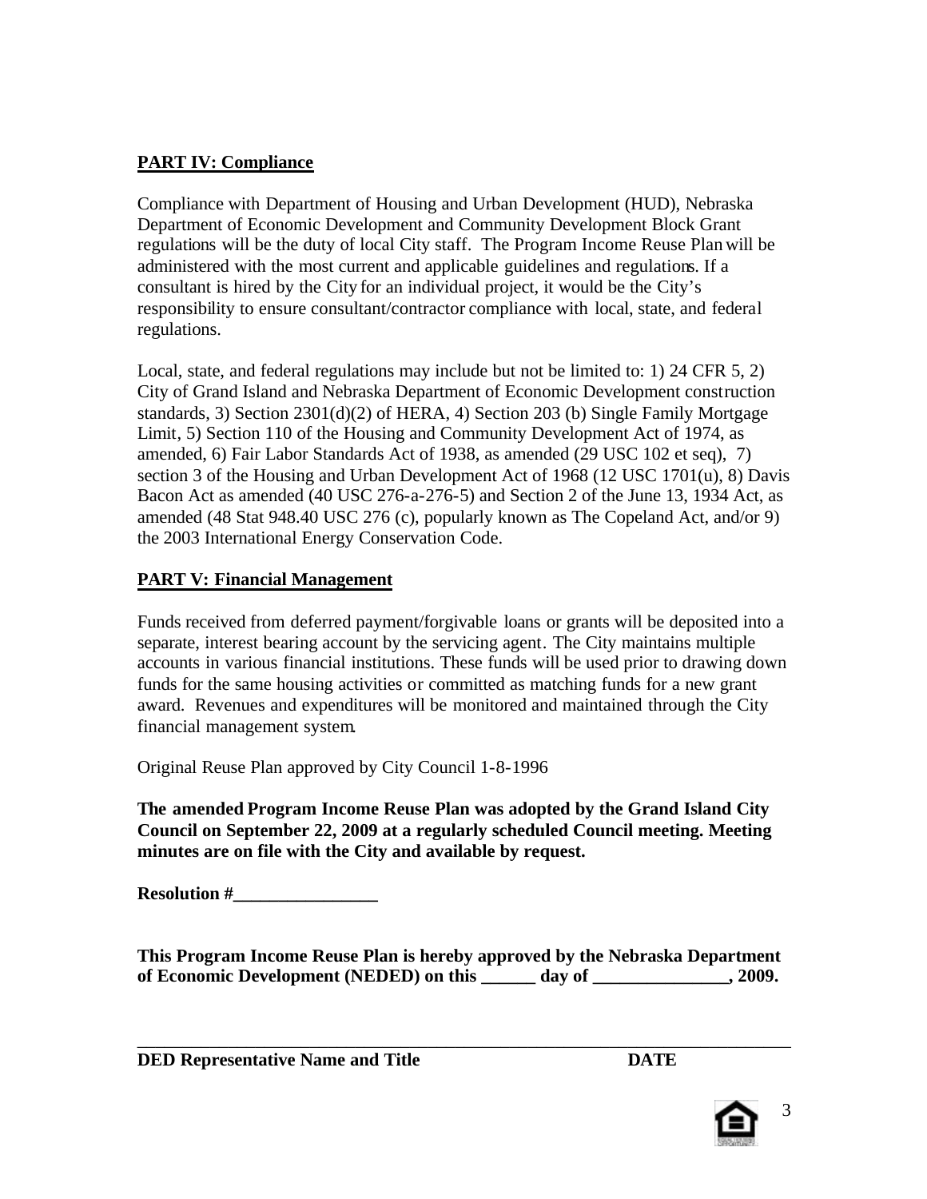**PART IV: Compliance**

Compliance with Department of Housing and Urban Development (HUD), Nebraska Department of Economic Development and Community Development Block Grant regulations will be the duty of local City staff. The Program Income Reuse Plan will be administered with the most current and applicable guidelines and regulations. If a consultant is hired by the City for an individual project, it would be the City's responsibility to ensure consultant/contractor compliance with local, state, and federal regulations.

Local, state, and federal regulations may include but not be limited to: 1) 24 CFR 5, 2) City of Grand Island and Nebraska Department of Economic Development construction standards, 3) Section 2301(d)(2) of HERA, 4) Section 203 (b) Single Family Mortgage Limit, 5) Section 110 of the Housing and Community Development Act of 1974, as amended, 6) Fair Labor Standards Act of 1938, as amended (29 USC 102 et seq), 7) section 3 of the Housing and Urban Development Act of 1968 (12 USC 1701(u), 8) Davis Bacon Act as amended (40 USC 276-a-276-5) and Section 2 of the June 13, 1934 Act, as amended (48 Stat 948.40 USC 276 (c), popularly known as The Copeland Act, and/or 9) the 2003 International Energy Conservation Code.

**PART V: Financial Management**

Funds received from deferred payment/forgivable loans or grants will be deposited into a separate, interest bearing account by the servicing agent. The City maintains multiple accounts in various financial institutions. These funds will be used prior to drawing down funds for the same housing activities or committed as matching funds for a new grant award. Revenues and expenditures will be monitored and maintained through the City financial management system.

Original Reuse Plan approved by City Council 1-8-1996

**The amended Program Income Reuse Plan was adopted by the Grand Island City Council on September 22, 2009 at a regularly scheduled Council meeting. Meeting minutes are on file with the City and available by request.**

**Resolution #________________**

**This Program Income Reuse Plan is hereby approved by the Nebraska Department of Economic Development (NEDED) on this ______ day of _______________, 2009.**

______________________________________________________________________

**DED Representative Name and Title** **DATE**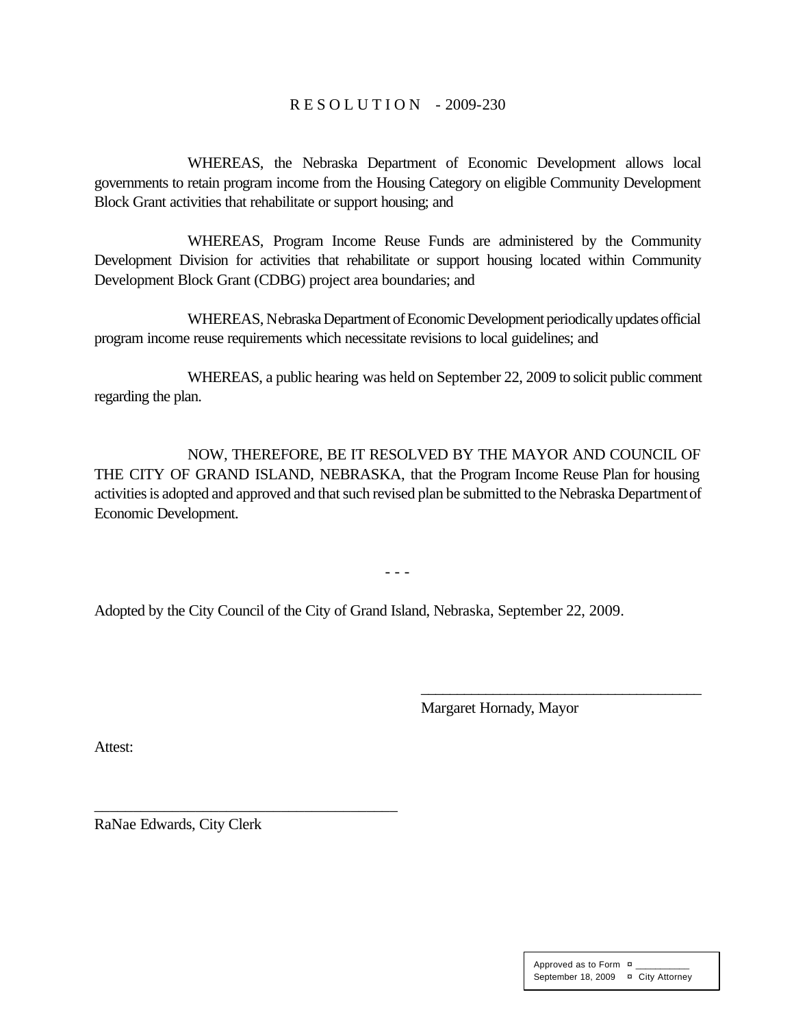R E S O L U T I O N - 2009-230

WHEREAS, the Nebraska Department of Economic Development allows local governments to retain program income from the Housing Category on eligible Community Development Block Grant activities that rehabilitate or support housing; and

WHEREAS, Program Income Reuse Funds are administered by the Community Development Division for activities that rehabilitate or support housing located within Community Development Block Grant (CDBG) project area boundaries; and

WHEREAS, Nebraska Department of Economic Development periodically updates official program income reuse requirements which necessitate revisions to local guidelines; and

WHEREAS, a public hearing was held on September 22, 2009 to solicit public comment regarding the plan.

NOW, THEREFORE, BE IT RESOLVED BY THE MAYOR AND COUNCIL OF THE CITY OF GRAND ISLAND, NEBRASKA, that the Program Income Reuse Plan for housing activities is adopted and approved and that such revised plan be submitted to the Nebraska Department of Economic Development.

- - -

Adopted by the City Council of the City of Grand Island, Nebraska, September 22, 2009.

\_\_\_\_\_\_\_\_\_\_\_\_\_\_\_\_\_\_\_\_\_\_\_\_\_\_\_\_\_\_\_\_\_\_\_\_\_\_\_

Margaret Hornady, Mayor

Attest:

\_\_\_\_\_\_\_\_\_\_\_\_\_\_\_\_\_\_\_\_\_\_\_\_\_\_\_\_\_\_\_\_\_\_\_\_\_\_\_\_\_\_\_\_

RaNae Edwards, City Clerk

Approved as to Form ¤ \_\_\_\_\_\_\_\_\_\_
September 18, 2009 ¤ City Attorney